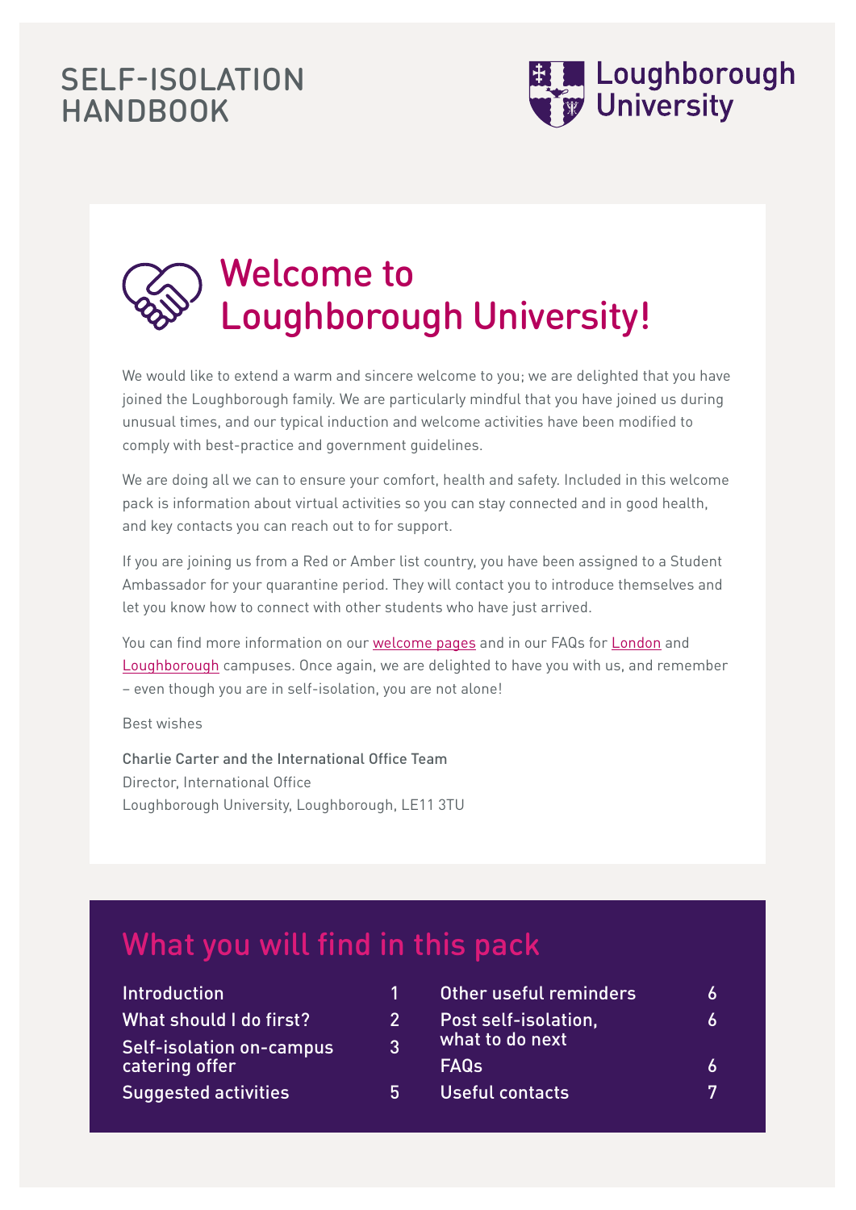# SELF-ISOLATION HANDBOOK

Loughborough University

## Welcome to Loughborough University!

We would like to extend a warm and sincere welcome to you; we are delighted that you have joined the Loughborough family. We are particularly mindful that you have joined us during unusual times, and our typical induction and welcome activities have been modified to comply with best-practice and government guidelines.

We are doing all we can to ensure your comfort, health and safety. Included in this welcome pack is information about virtual activities so you can stay connected and in good health, and key contacts you can reach out to for support.

If you are joining us from a Red or Amber list country, you have been assigned to a Student Ambassador for your quarantine period. They will contact you to introduce themselves and let you know how to connect with other students who have just arrived.

You can find more information on our welcome pages and in our FAQs for London and Loughborough campuses. Once again, we are delighted to have you with us, and remember – even though you are in self-isolation, you are not alone!

Best wishes

Charlie Carter and the International Office Team
Director, International Office
Loughborough University, Loughborough, LE11 3TU

## What you will find in this pack

| | |
|---|---|
| Introduction | 1 |
| What should I do first? | 2 |
| Self-isolation on-campus catering offer | 3 |
| Suggested activities | 5 |
| Other useful reminders | 6 |
| Post self-isolation, what to do next | 6 |
| FAQs | 6 |
| Useful contacts | 7 |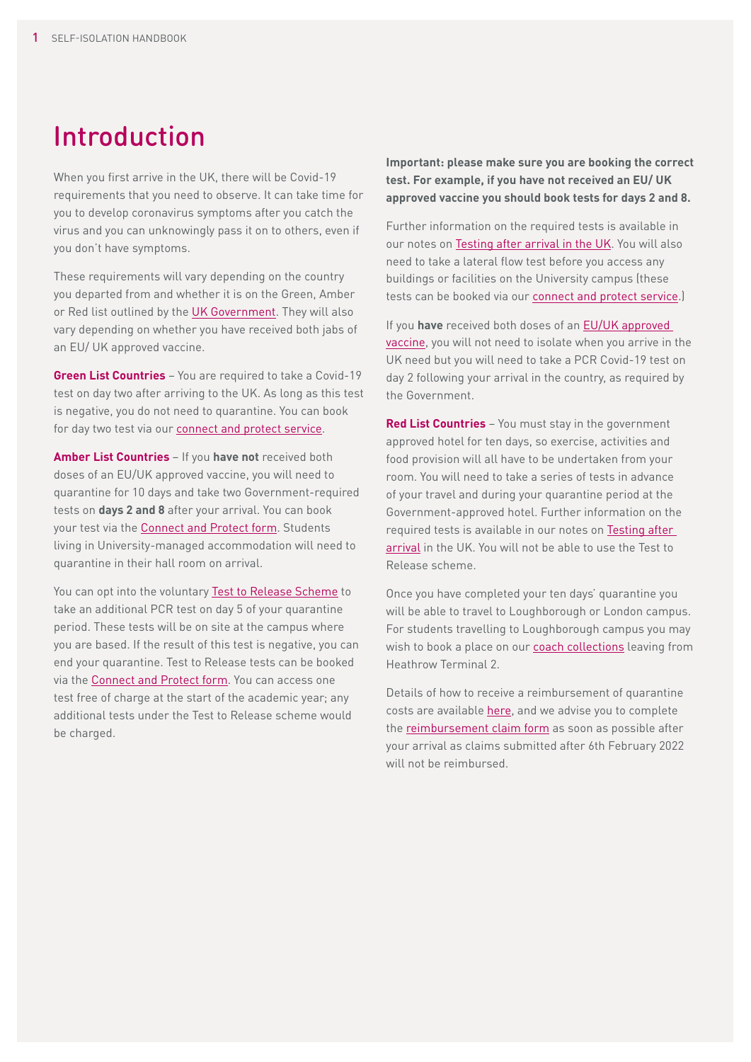# Introduction

When you first arrive in the UK, there will be Covid-19 requirements that you need to observe. It can take time for you to develop coronavirus symptoms after you catch the virus and you can unknowingly pass it on to others, even if you don't have symptoms.

These requirements will vary depending on the country you departed from and whether it is on the Green, Amber or Red list outlined by the UK Government. They will also vary depending on whether you have received both jabs of an EU/ UK approved vaccine.

**Green List Countries** – You are required to take a Covid-19 test on day two after arriving to the UK. As long as this test is negative, you do not need to quarantine. You can book for day two test via our connect and protect service.

**Amber List Countries** – If you **have not** received both doses of an EU/UK approved vaccine, you will need to quarantine for 10 days and take two Government-required tests on **days 2 and 8** after your arrival. You can book your test via the Connect and Protect form. Students living in University-managed accommodation will need to quarantine in their hall room on arrival.

You can opt into the voluntary Test to Release Scheme to take an additional PCR test on day 5 of your quarantine period. These tests will be on site at the campus where you are based. If the result of this test is negative, you can end your quarantine. Test to Release tests can be booked via the Connect and Protect form. You can access one test free of charge at the start of the academic year; any additional tests under the Test to Release scheme would be charged.

**Important: please make sure you are booking the correct test. For example, if you have not received an EU/ UK approved vaccine you should book tests for days 2 and 8.**

Further information on the required tests is available in our notes on Testing after arrival in the UK. You will also need to take a lateral flow test before you access any buildings or facilities on the University campus (these tests can be booked via our connect and protect service.)

If you **have** received both doses of an EU/UK approved vaccine, you will not need to isolate when you arrive in the UK need but you will need to take a PCR Covid-19 test on day 2 following your arrival in the country, as required by the Government.

**Red List Countries** – You must stay in the government approved hotel for ten days, so exercise, activities and food provision will all have to be undertaken from your room. You will need to take a series of tests in advance of your travel and during your quarantine period at the Government-approved hotel. Further information on the required tests is available in our notes on Testing after arrival in the UK. You will not be able to use the Test to Release scheme.

Once you have completed your ten days' quarantine you will be able to travel to Loughborough or London campus. For students travelling to Loughborough campus you may wish to book a place on our coach collections leaving from Heathrow Terminal 2.

Details of how to receive a reimbursement of quarantine costs are available here, and we advise you to complete the reimbursement claim form as soon as possible after your arrival as claims submitted after 6th February 2022 will not be reimbursed.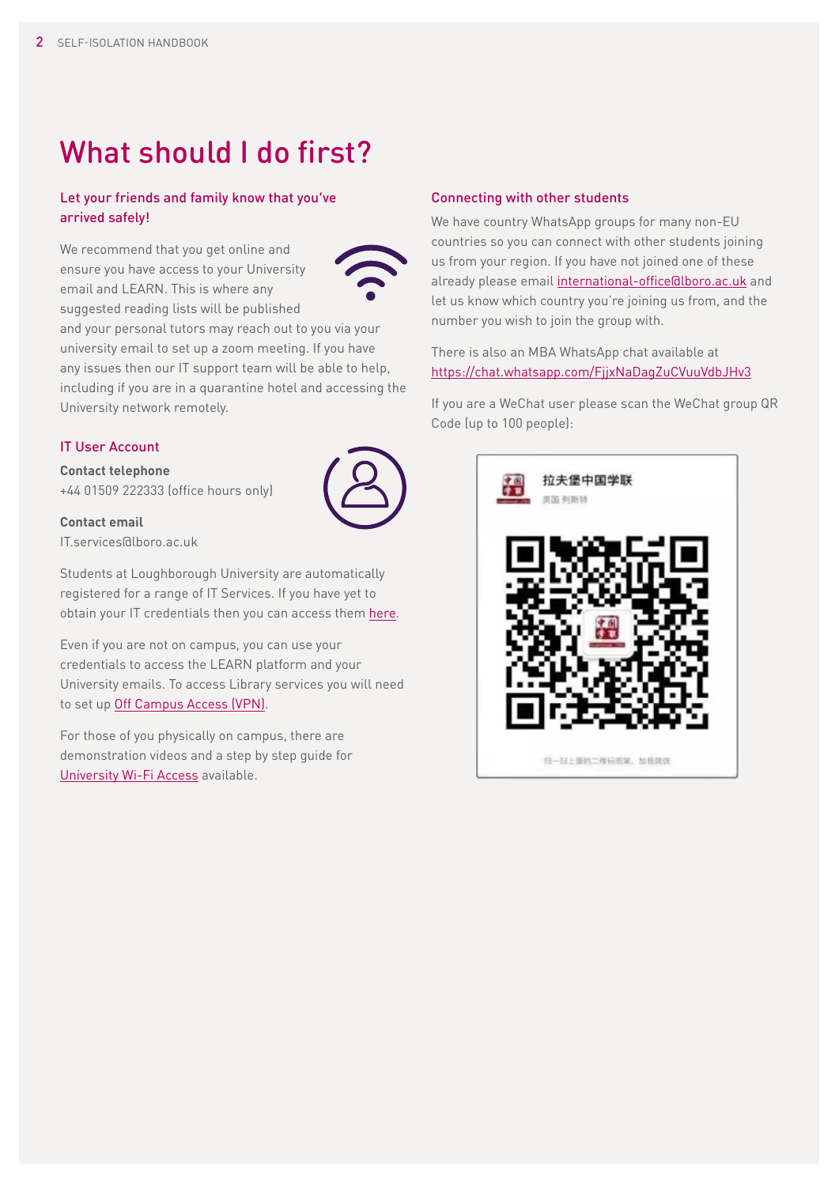# What should I do first?

## Let your friends and family know that you've arrived safely!

We recommend that you get online and ensure you have access to your University email and LEARN. This is where any suggested reading lists will be published and your personal tutors may reach out to you via your university email to set up a zoom meeting. If you have any issues then our IT support team will be able to help, including if you are in a quarantine hotel and accessing the University network remotely.

## IT User Account

**Contact telephone**
+44 01509 222333 (office hours only)

**Contact email**
IT.services@lboro.ac.uk

Students at Loughborough University are automatically registered for a range of IT Services. If you have yet to obtain your IT credentials then you can access them here.

Even if you are not on campus, you can use your credentials to access the LEARN platform and your University emails. To access Library services you will need to set up Off Campus Access (VPN).

For those of you physically on campus, there are demonstration videos and a step by step guide for University Wi-Fi Access available.

## Connecting with other students

We have country WhatsApp groups for many non-EU countries so you can connect with other students joining us from your region. If you have not joined one of these already please email international-office@lboro.ac.uk and let us know which country you're joining us from, and the number you wish to join the group with.

There is also an MBA WhatsApp chat available at https://chat.whatsapp.com/FjjxNaDagZuCVuuVdbJHv3

If you are a WeChat user please scan the WeChat group QR Code (up to 100 people):

拉夫堡中国学联

英国 列斯特

扫一扫上面的二维码图案，加我微信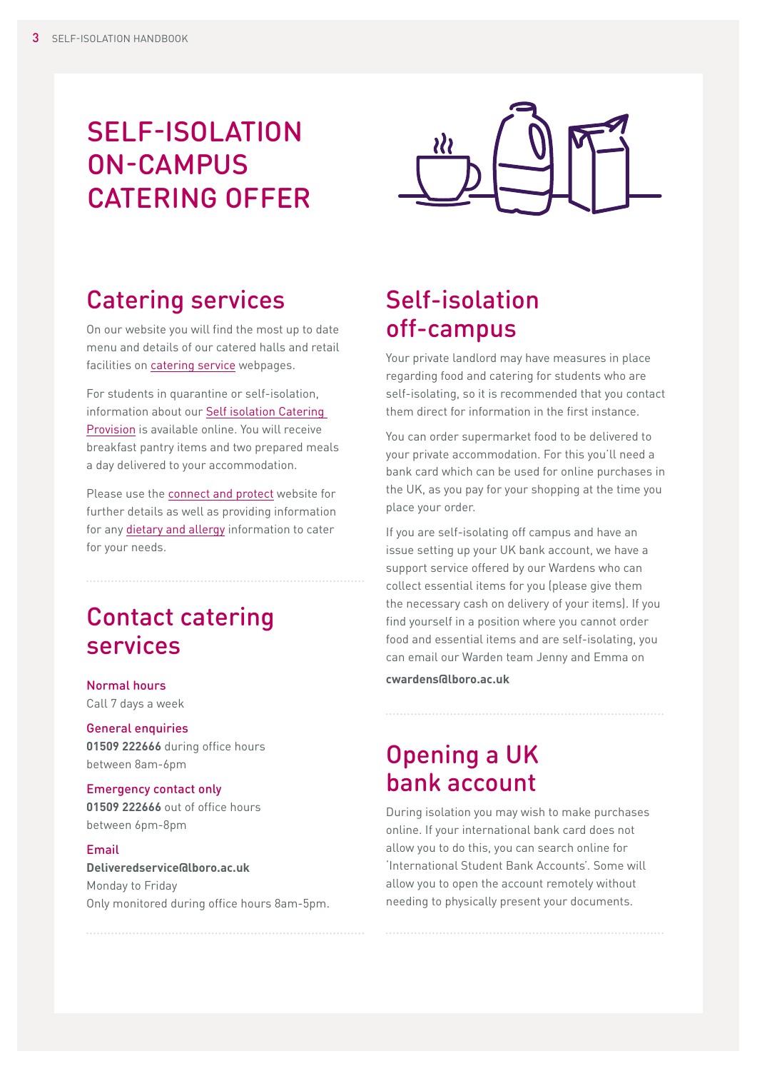# SELF-ISOLATION ON-CAMPUS CATERING OFFER

## Catering services

On our website you will find the most up to date menu and details of our catered halls and retail facilities on catering service webpages.

For students in quarantine or self-isolation, information about our Self isolation Catering Provision is available online. You will receive breakfast pantry items and two prepared meals a day delivered to your accommodation.

Please use the connect and protect website for further details as well as providing information for any dietary and allergy information to cater for your needs.

## Contact catering services

**Normal hours**
Call 7 days a week

**General enquiries**
**01509 222666** during office hours between 8am-6pm

**Emergency contact only**
**01509 222666** out of office hours between 6pm-8pm

**Email**
**Deliveredservice@lboro.ac.uk**
Monday to Friday
Only monitored during office hours 8am-5pm.

## Self-isolation off-campus

Your private landlord may have measures in place regarding food and catering for students who are self-isolating, so it is recommended that you contact them direct for information in the first instance.

You can order supermarket food to be delivered to your private accommodation. For this you'll need a bank card which can be used for online purchases in the UK, as you pay for your shopping at the time you place your order.

If you are self-isolating off campus and have an issue setting up your UK bank account, we have a support service offered by our Wardens who can collect essential items for you (please give them the necessary cash on delivery of your items). If you find yourself in a position where you cannot order food and essential items and are self-isolating, you can email our Warden team Jenny and Emma on

**cwardens@lboro.ac.uk**

## Opening a UK bank account

During isolation you may wish to make purchases online. If your international bank card does not allow you to do this, you can search online for 'International Student Bank Accounts'. Some will allow you to open the account remotely without needing to physically present your documents.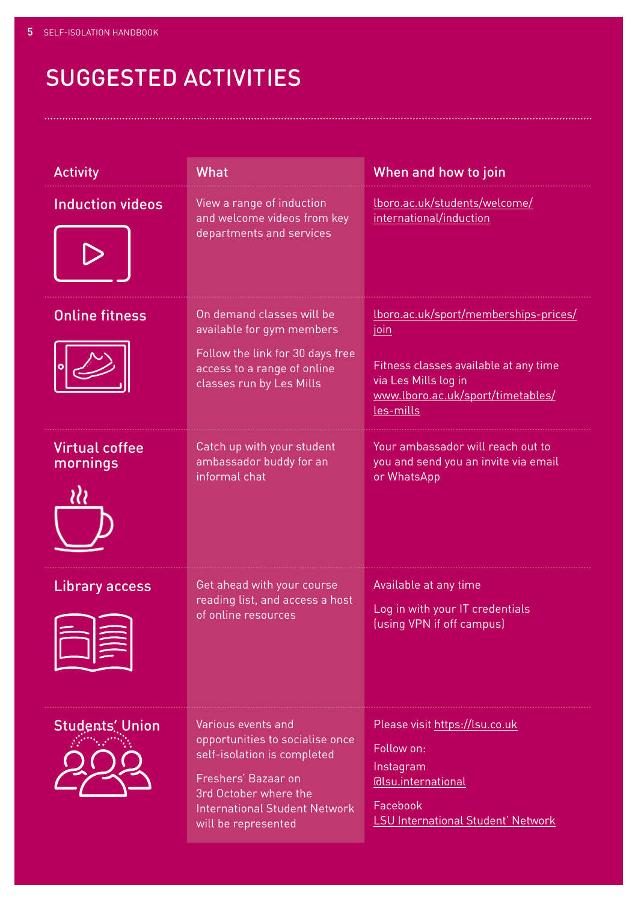# SUGGESTED ACTIVITIES

| Activity | What | When and how to join |
| --- | --- | --- |
| Induction videos | View a range of induction and welcome videos from key departments and services | lboro.ac.uk/students/welcome/international/induction |
| Online fitness | On demand classes will be available for gym members<br><br>Follow the link for 30 days free access to a range of online classes run by Les Mills | lboro.ac.uk/sport/memberships-prices/join<br><br>Fitness classes available at any time via Les Mills log in www.lboro.ac.uk/sport/timetables/les-mills |
| Virtual coffee mornings | Catch up with your student ambassador buddy for an informal chat | Your ambassador will reach out to you and send you an invite via email or WhatsApp |
| Library access | Get ahead with your course reading list, and access a host of online resources | Available at any time<br><br>Log in with your IT credentials (using VPN if off campus) |
| Students' Union | Various events and opportunities to socialise once self-isolation is completed<br><br>Freshers' Bazaar on 3rd October where the International Student Network will be represented | Please visit https://lsu.co.uk<br><br>Follow on:<br><br>Instagram @lsu.international<br><br>Facebook LSU International Student' Network |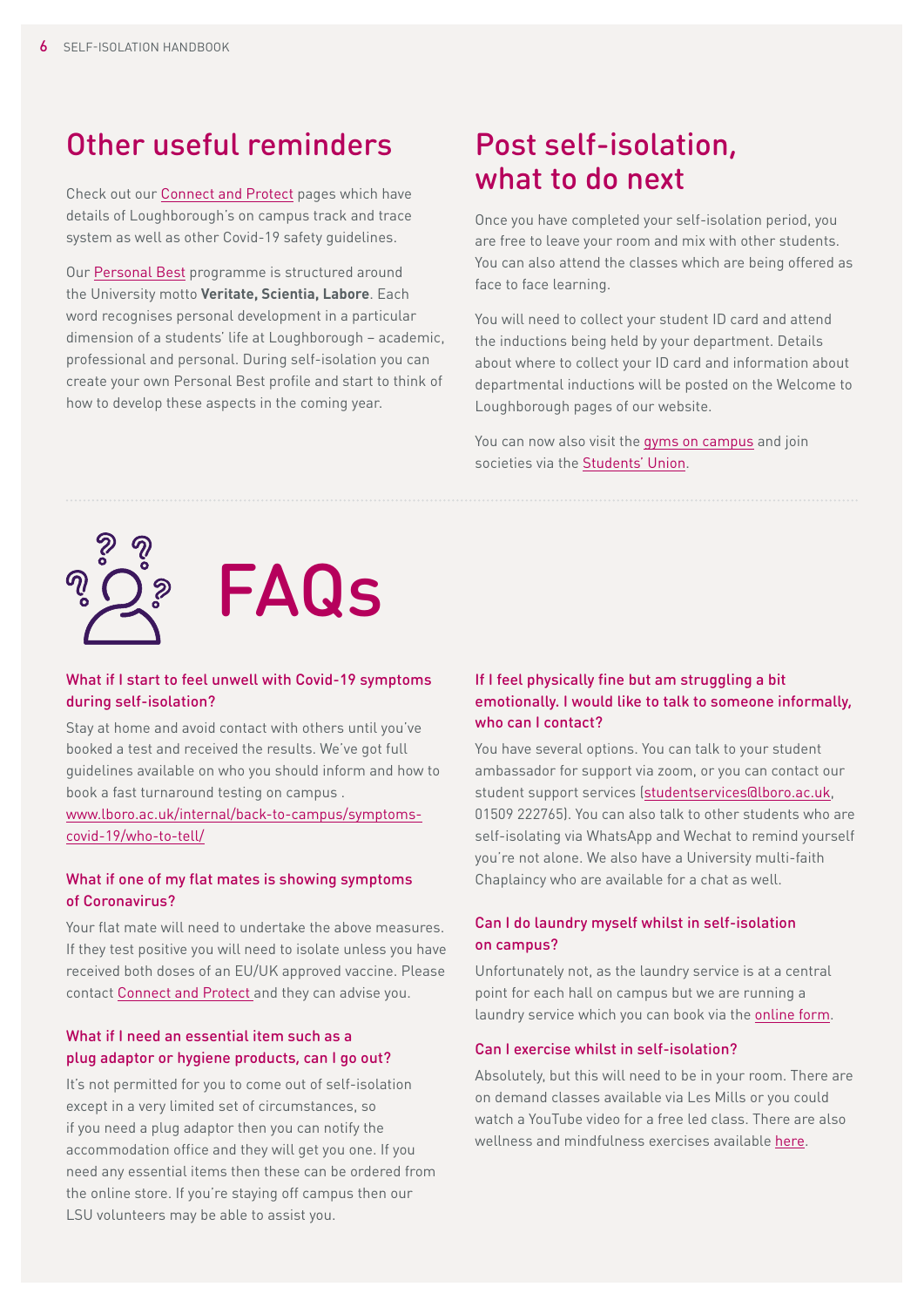## Other useful reminders

Check out our Connect and Protect pages which have details of Loughborough's on campus track and trace system as well as other Covid-19 safety guidelines.

Our Personal Best programme is structured around the University motto **Veritate, Scientia, Labore**. Each word recognises personal development in a particular dimension of a students' life at Loughborough – academic, professional and personal. During self-isolation you can create your own Personal Best profile and start to think of how to develop these aspects in the coming year.

## Post self-isolation, what to do next

Once you have completed your self-isolation period, you are free to leave your room and mix with other students. You can also attend the classes which are being offered as face to face learning.

You will need to collect your student ID card and attend the inductions being held by your department. Details about where to collect your ID card and information about departmental inductions will be posted on the Welcome to Loughborough pages of our website.

You can now also visit the gyms on campus and join societies via the Students' Union.

# FAQs

### What if I start to feel unwell with Covid-19 symptoms during self-isolation?

Stay at home and avoid contact with others until you've booked a test and received the results. We've got full guidelines available on who you should inform and how to book a fast turnaround testing on campus . www.lboro.ac.uk/internal/back-to-campus/symptoms-covid-19/who-to-tell/

### What if one of my flat mates is showing symptoms of Coronavirus?

Your flat mate will need to undertake the above measures. If they test positive you will need to isolate unless you have received both doses of an EU/UK approved vaccine. Please contact Connect and Protect and they can advise you.

### What if I need an essential item such as a plug adaptor or hygiene products, can I go out?

It's not permitted for you to come out of self-isolation except in a very limited set of circumstances, so if you need a plug adaptor then you can notify the accommodation office and they will get you one. If you need any essential items then these can be ordered from the online store. If you're staying off campus then our LSU volunteers may be able to assist you.

### If I feel physically fine but am struggling a bit emotionally. I would like to talk to someone informally, who can I contact?

You have several options. You can talk to your student ambassador for support via zoom, or you can contact our student support services (studentservices@lboro.ac.uk, 01509 222765). You can also talk to other students who are self-isolating via WhatsApp and Wechat to remind yourself you're not alone. We also have a University multi-faith Chaplaincy who are available for a chat as well.

### Can I do laundry myself whilst in self-isolation on campus?

Unfortunately not, as the laundry service is at a central point for each hall on campus but we are running a laundry service which you can book via the online form.

### Can I exercise whilst in self-isolation?

Absolutely, but this will need to be in your room. There are on demand classes available via Les Mills or you could watch a YouTube video for a free led class. There are also wellness and mindfulness exercises available here.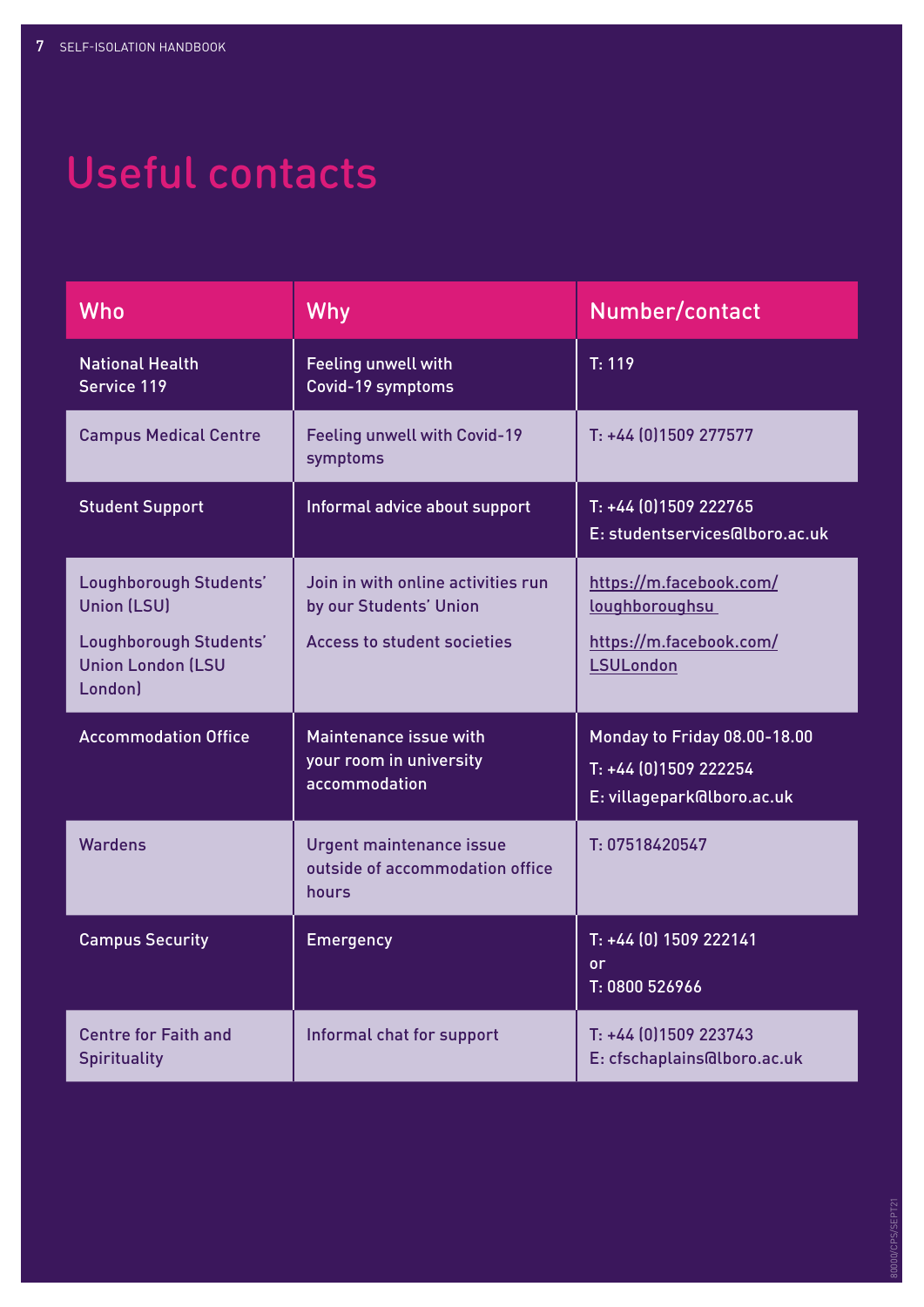# Useful contacts

| Who | Why | Number/contact |
|---|---|---|
| National Health Service 119 | Feeling unwell with Covid-19 symptoms | T: 119 |
| Campus Medical Centre | Feeling unwell with Covid-19 symptoms | T: +44 (0)1509 277577 |
| Student Support | Informal advice about support | T: +44 (0)1509 222765<br>E: studentservices@lboro.ac.uk |
| Loughborough Students' Union (LSU)<br>Loughborough Students' Union London (LSU London) | Join in with online activities run by our Students' Union<br>Access to student societies | https://m.facebook.com/loughboroughsu<br>https://m.facebook.com/LSULondon |
| Accommodation Office | Maintenance issue with your room in university accommodation | Monday to Friday 08.00-18.00<br>T: +44 (0)1509 222254<br>E: villagepark@lboro.ac.uk |
| Wardens | Urgent maintenance issue outside of accommodation office hours | T: 07518420547 |
| Campus Security | Emergency | T: +44 (0) 1509 222141<br>or<br>T: 0800 526966 |
| Centre for Faith and Spirituality | Informal chat for support | T: +44 (0)1509 223743<br>E: cfschaplains@lboro.ac.uk |

8000/CPS/SEPT21